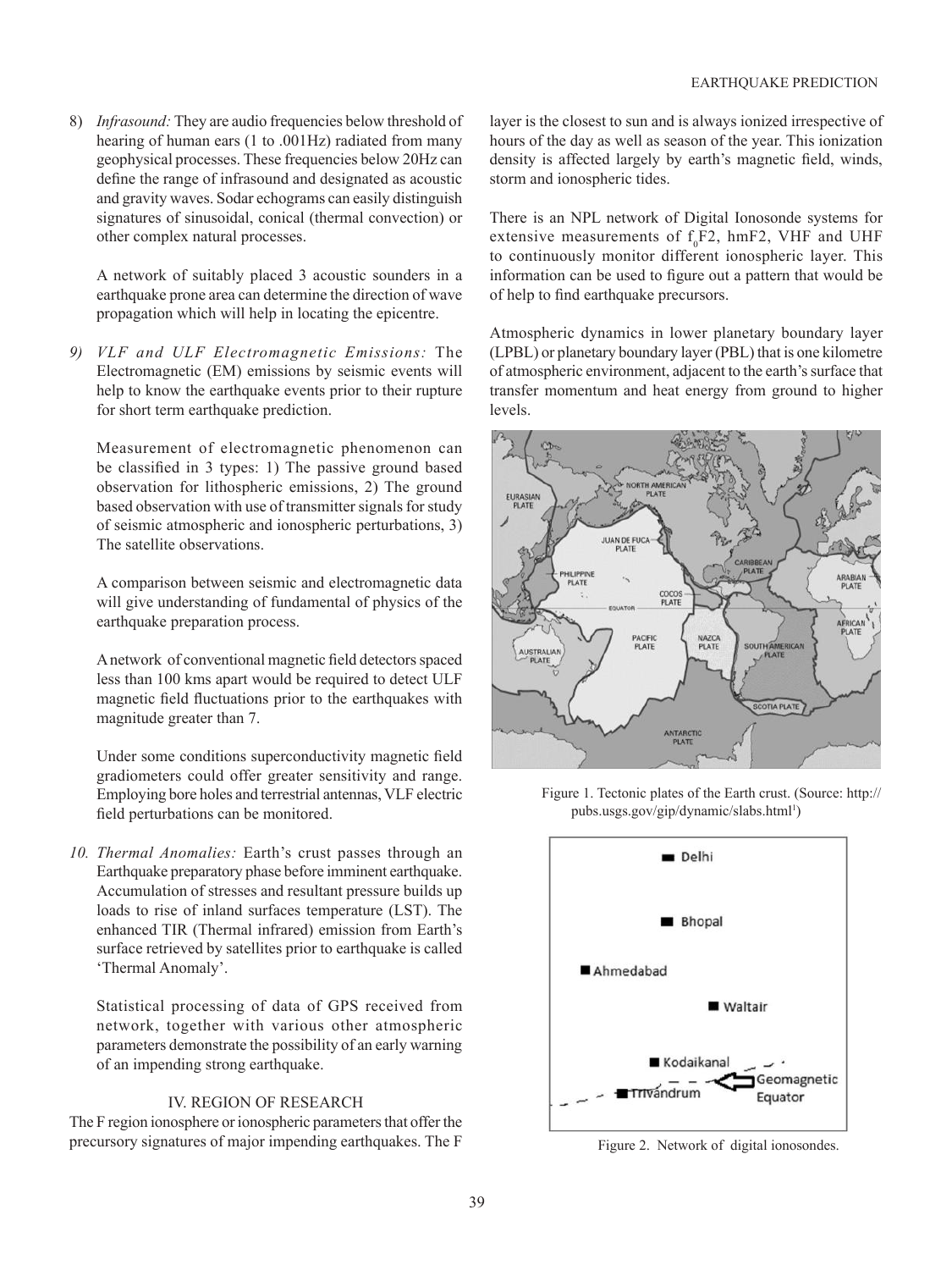8) *Infrasound:* They are audio frequencies below threshold of hearing of human ears (1 to .001Hz) radiated from many geophysical processes. These frequencies below 20Hz can define the range of infrasound and designated as acoustic and gravity waves. Sodar echograms can easily distinguish signatures of sinusoidal, conical (thermal convection) or other complex natural processes.

   A network of suitably placed 3 acoustic sounders in a earthquake prone area can determine the direction of wave propagation which will help in locating the epicentre.

9) *VLF and ULF Electromagnetic Emissions:* The Electromagnetic (EM) emissions by seismic events will help to know the earthquake events prior to their rupture for short term earthquake prediction.

   Measurement of electromagnetic phenomenon can be classified in 3 types: 1) The passive ground based observation for lithospheric emissions, 2) The ground based observation with use of transmitter signals for study of seismic atmospheric and ionospheric perturbations, 3) The satellite observations.

   A comparison between seismic and electromagnetic data will give understanding of fundamental of physics of the earthquake preparation process.

   A network of conventional magnetic field detectors spaced less than 100 kms apart would be required to detect ULF magnetic field fluctuations prior to the earthquakes with magnitude greater than 7.

   Under some conditions superconductivity magnetic field gradiometers could offer greater sensitivity and range. Employing bore holes and terrestrial antennas, VLF electric field perturbations can be monitored.

10. *Thermal Anomalies:* Earth's crust passes through an Earthquake preparatory phase before imminent earthquake. Accumulation of stresses and resultant pressure builds up loads to rise of inland surfaces temperature (LST). The enhanced TIR (Thermal infrared) emission from Earth's surface retrieved by satellites prior to earthquake is called 'Thermal Anomaly'.

    Statistical processing of data of GPS received from network, together with various other atmospheric parameters demonstrate the possibility of an early warning of an impending strong earthquake.

## IV. REGION OF RESEARCH

The F region ionosphere or ionospheric parameters that offer the precursory signatures of major impending earthquakes. The F layer is the closest to sun and is always ionized irrespective of hours of the day as well as season of the year. This ionization density is affected largely by earth's magnetic field, winds, storm and ionospheric tides.

There is an NPL network of Digital Ionosonde systems for extensive measurements of $f_0F2$, hmF2, VHF and UHF to continuously monitor different ionospheric layer. This information can be used to figure out a pattern that would be of help to find earthquake precursors.

Atmospheric dynamics in lower planetary boundary layer (LPBL) or planetary boundary layer (PBL) that is one kilometre of atmospheric environment, adjacent to the earth's surface that transfer momentum and heat energy from ground to higher levels.

Figure 1. Tectonic plates of the Earth crust. (Source: http://pubs.usgs.gov/gip/dynamic/slabs.html[1])

Figure 2. Network of digital ionosondes.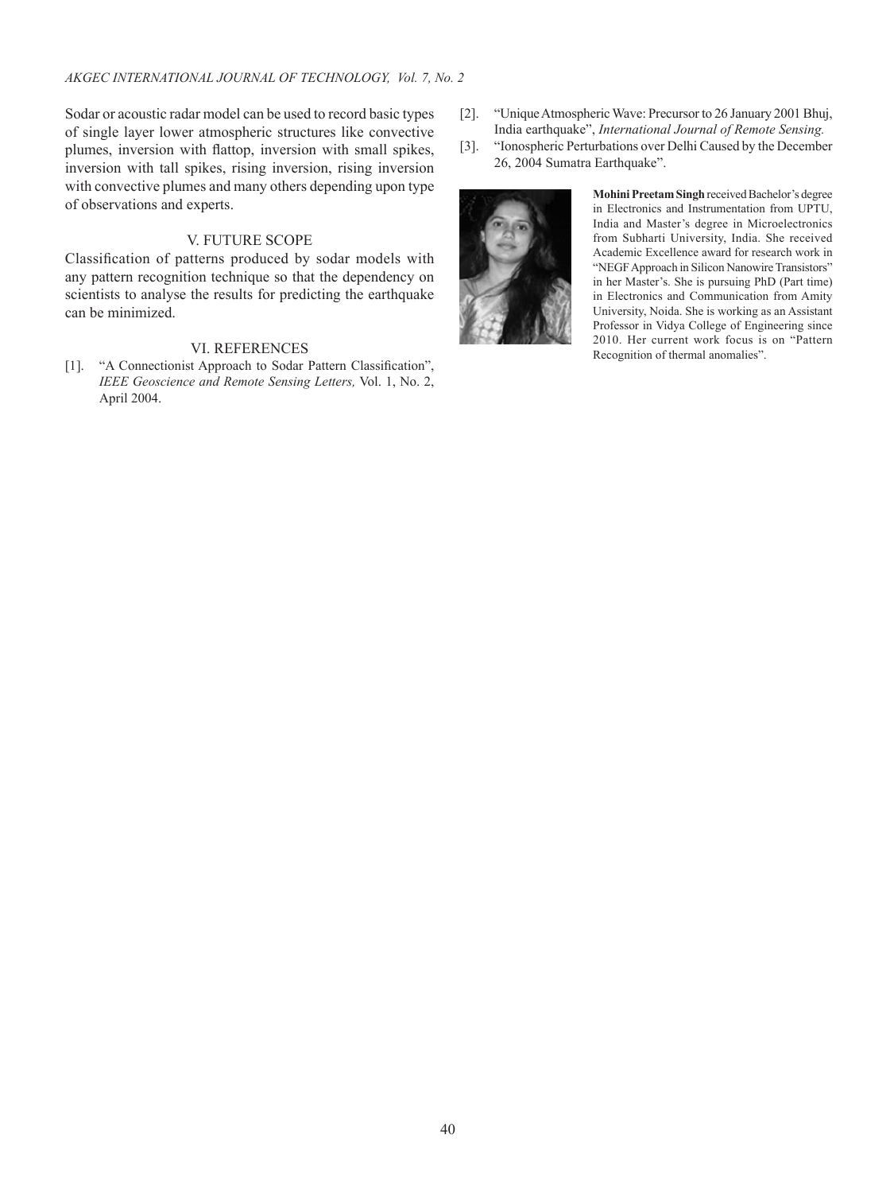Sodar or acoustic radar model can be used to record basic types of single layer lower atmospheric structures like convective plumes, inversion with flattop, inversion with small spikes, inversion with tall spikes, rising inversion, rising inversion with convective plumes and many others depending upon type of observations and experts.

## V. FUTURE SCOPE

Classification of patterns produced by sodar models with any pattern recognition technique so that the dependency on scientists to analyse the results for predicting the earthquake can be minimized.

## VI. REFERENCES

[1]. "A Connectionist Approach to Sodar Pattern Classification", *IEEE Geoscience and Remote Sensing Letters,* Vol. 1, No. 2, April 2004.

[2]. "Unique Atmospheric Wave: Precursor to 26 January 2001 Bhuj, India earthquake", *International Journal of Remote Sensing.*

[3]. "Ionospheric Perturbations over Delhi Caused by the December 26, 2004 Sumatra Earthquake".

**Mohini Preetam Singh** received Bachelor's degree in Electronics and Instrumentation from UPTU, India and Master's degree in Microelectronics from Subharti University, India. She received Academic Excellence award for research work in "NEGF Approach in Silicon Nanowire Transistors" in her Master's. She is pursuing PhD (Part time) in Electronics and Communication from Amity University, Noida. She is working as an Assistant Professor in Vidya College of Engineering since 2010. Her current work focus is on "Pattern Recognition of thermal anomalies".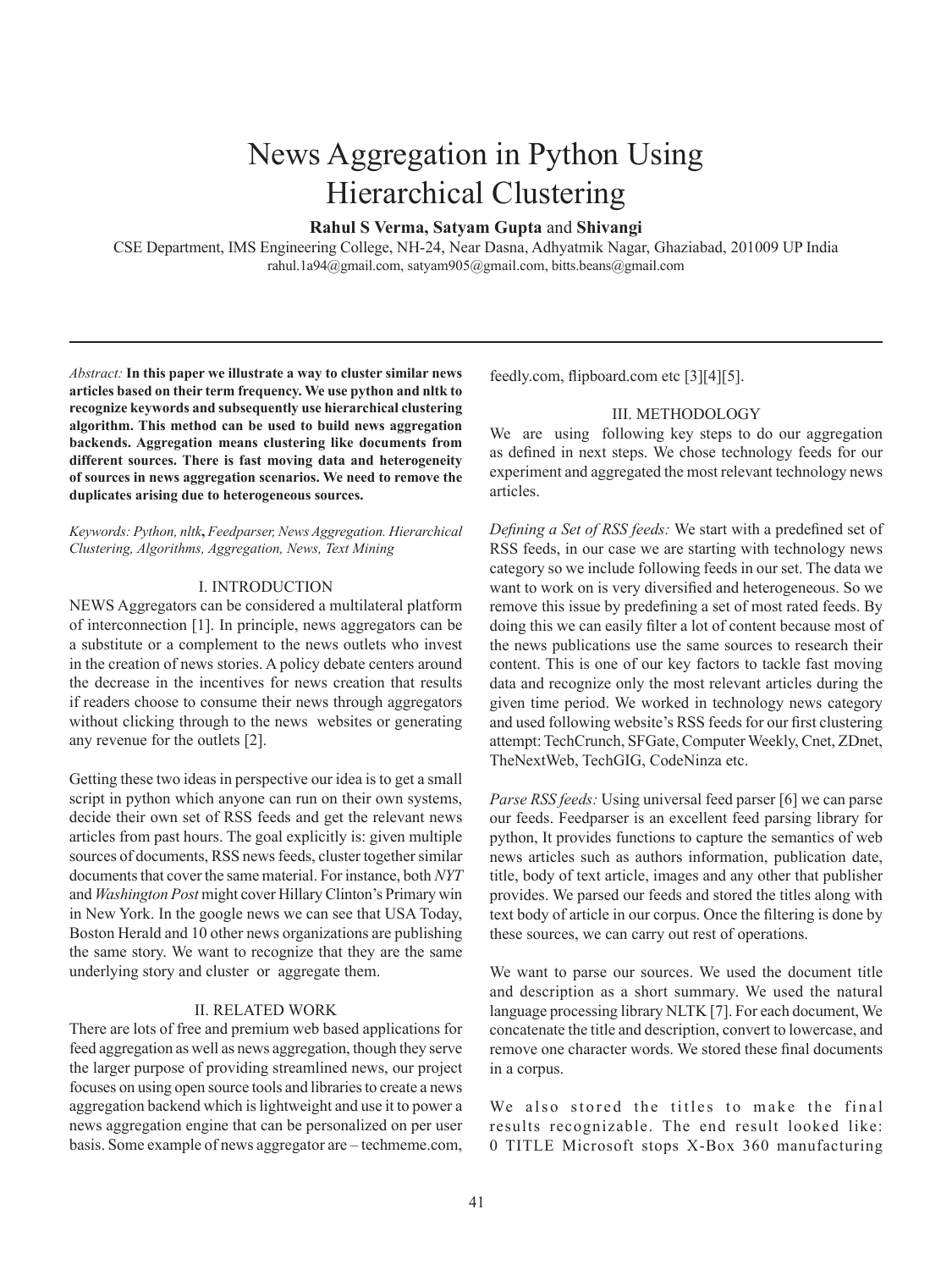# News Aggregation in Python Using Hierarchical Clustering

**Rahul S Verma, Satyam Gupta** and **Shivangi**

CSE Department, IMS Engineering College, NH-24, Near Dasna, Adhyatmik Nagar, Ghaziabad, 201009 UP India

rahul.1a94@gmail.com, satyam905@gmail.com, bitts.beans@gmail.com

*Abstract:* **In this paper we illustrate a way to cluster similar news articles based on their term frequency. We use python and nltk to recognize keywords and subsequently use hierarchical clustering algorithm. This method can be used to build news aggregation backends. Aggregation means clustering like documents from different sources. There is fast moving data and heterogeneity of sources in news aggregation scenarios. We need to remove the duplicates arising due to heterogeneous sources.**

*Keywords: Python, nltk***,** *Feedparser, News Aggregation. Hierarchical Clustering, Algorithms, Aggregation, News, Text Mining*

## I. INTRODUCTION

NEWS Aggregators can be considered a multilateral platform of interconnection [1]. In principle, news aggregators can be a substitute or a complement to the news outlets who invest in the creation of news stories. A policy debate centers around the decrease in the incentives for news creation that results if readers choose to consume their news through aggregators without clicking through to the news websites or generating any revenue for the outlets [2].

Getting these two ideas in perspective our idea is to get a small script in python which anyone can run on their own systems, decide their own set of RSS feeds and get the relevant news articles from past hours. The goal explicitly is: given multiple sources of documents, RSS news feeds, cluster together similar documents that cover the same material. For instance, both *NYT* and *Washington Post* might cover Hillary Clinton's Primary win in New York. In the google news we can see that USA Today, Boston Herald and 10 other news organizations are publishing the same story. We want to recognize that they are the same underlying story and cluster or aggregate them.

## II. RELATED WORK

There are lots of free and premium web based applications for feed aggregation as well as news aggregation, though they serve the larger purpose of providing streamlined news, our project focuses on using open source tools and libraries to create a news aggregation backend which is lightweight and use it to power a news aggregation engine that can be personalized on per user basis. Some example of news aggregator are – techmeme.com, feedly.com, flipboard.com etc [3][4][5].

## III. METHODOLOGY

We are using following key steps to do our aggregation as defined in next steps. We chose technology feeds for our experiment and aggregated the most relevant technology news articles.

*Defining a Set of RSS feeds:* We start with a predefined set of RSS feeds, in our case we are starting with technology news category so we include following feeds in our set. The data we want to work on is very diversified and heterogeneous. So we remove this issue by predefining a set of most rated feeds. By doing this we can easily filter a lot of content because most of the news publications use the same sources to research their content. This is one of our key factors to tackle fast moving data and recognize only the most relevant articles during the given time period. We worked in technology news category and used following website's RSS feeds for our first clustering attempt: TechCrunch, SFGate, Computer Weekly, Cnet, ZDnet, TheNextWeb, TechGIG, CodeNinza etc.

*Parse RSS feeds:* Using universal feed parser [6] we can parse our feeds. Feedparser is an excellent feed parsing library for python, It provides functions to capture the semantics of web news articles such as authors information, publication date, title, body of text article, images and any other that publisher provides. We parsed our feeds and stored the titles along with text body of article in our corpus. Once the filtering is done by these sources, we can carry out rest of operations.

We want to parse our sources. We used the document title and description as a short summary. We used the natural language processing library NLTK [7]. For each document, We concatenate the title and description, convert to lowercase, and remove one character words. We stored these final documents in a corpus.

We also stored the titles to make the final results recognizable. The end result looked like:
0 TITLE Microsoft stops X-Box 360 manufacturing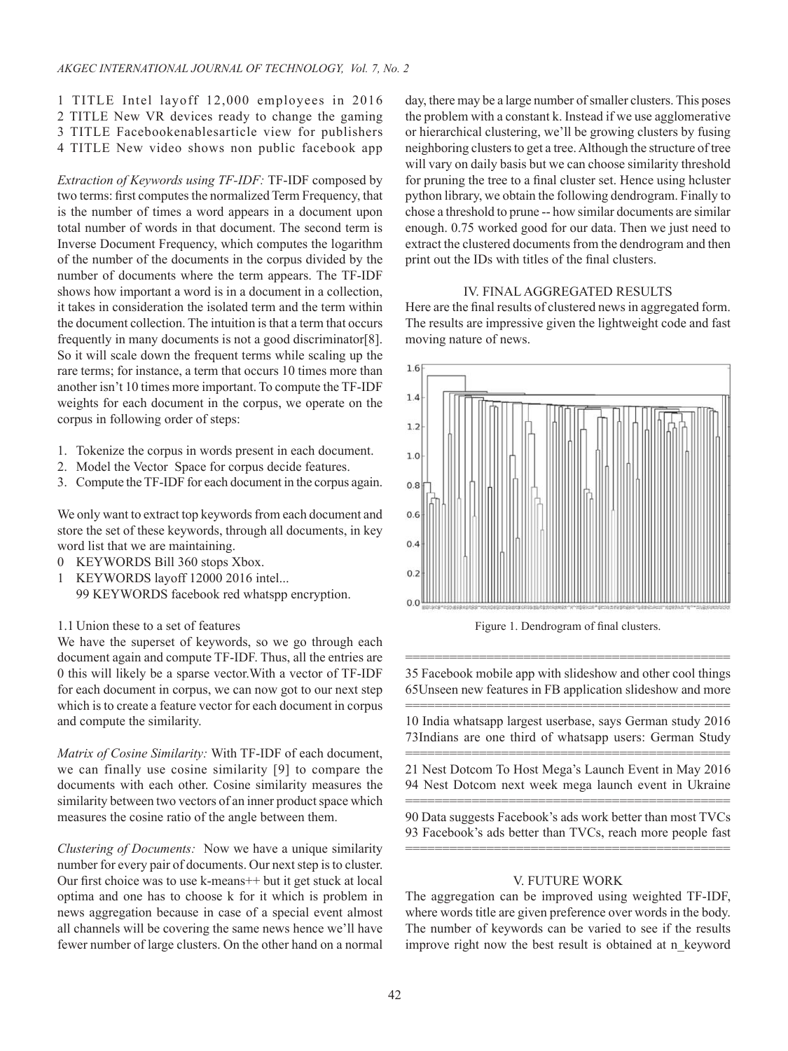1 TITLE Intel layoff 12,000 employees in 2016
2 TITLE New VR devices ready to change the gaming
3 TITLE Facebookenablesarticle view for publishers
4 TITLE New video shows non public facebook app

*Extraction of Keywords using TF-IDF:* TF-IDF composed by two terms: first computes the normalized Term Frequency, that is the number of times a word appears in a document upon total number of words in that document. The second term is Inverse Document Frequency, which computes the logarithm of the number of the documents in the corpus divided by the number of documents where the term appears. The TF-IDF shows how important a word is in a document in a collection, it takes in consideration the isolated term and the term within the document collection. The intuition is that a term that occurs frequently in many documents is not a good discriminator[8]. So it will scale down the frequent terms while scaling up the rare terms; for instance, a term that occurs 10 times more than another isn't 10 times more important. To compute the TF-IDF weights for each document in the corpus, we operate on the corpus in following order of steps:

1. Tokenize the corpus in words present in each document.
2. Model the Vector Space for corpus decide features.
3. Compute the TF-IDF for each document in the corpus again.

We only want to extract top keywords from each document and store the set of these keywords, through all documents, in key word list that we are maintaining.

0 KEYWORDS Bill 360 stops Xbox.
1 KEYWORDS layoff 12000 2016 intel...
99 KEYWORDS facebook red whatspp encryption.

1.1 Union these to a set of features

We have the superset of keywords, so we go through each document again and compute TF-IDF. Thus, all the entries are 0 this will likely be a sparse vector.With a vector of TF-IDF for each document in corpus, we can now got to our next step which is to create a feature vector for each document in corpus and compute the similarity.

*Matrix of Cosine Similarity:* With TF-IDF of each document, we can finally use cosine similarity [9] to compare the documents with each other. Cosine similarity measures the similarity between two vectors of an inner product space which measures the cosine ratio of the angle between them.

*Clustering of Documents:* Now we have a unique similarity number for every pair of documents. Our next step is to cluster. Our first choice was to use k-means++ but it get stuck at local optima and one has to choose k for it which is problem in news aggregation because in case of a special event almost all channels will be covering the same news hence we'll have fewer number of large clusters. On the other hand on a normal day, there may be a large number of smaller clusters. This poses the problem with a constant k. Instead if we use agglomerative or hierarchical clustering, we'll be growing clusters by fusing neighboring clusters to get a tree. Although the structure of tree will vary on daily basis but we can choose similarity threshold for pruning the tree to a final cluster set. Hence using hcluster python library, we obtain the following dendrogram. Finally to chose a threshold to prune -- how similar documents are similar enough. 0.75 worked good for our data. Then we just need to extract the clustered documents from the dendrogram and then print out the IDs with titles of the final clusters.

## IV. FINAL AGGREGATED RESULTS

Here are the final results of clustered news in aggregated form. The results are impressive given the lightweight code and fast moving nature of news.

Figure 1. Dendrogram of final clusters.

============================================

35 Facebook mobile app with slideshow and other cool things
65Unseen new features in FB application slideshow and more

============================================

10 India whatsapp largest userbase, says German study 2016
73Indians are one third of whatsapp users: German Study

============================================

21 Nest Dotcom To Host Mega's Launch Event in May 2016
94 Nest Dotcom next week mega launch event in Ukraine

============================================

90 Data suggests Facebook's ads work better than most TVCs
93 Facebook's ads better than TVCs, reach more people fast

============================================

## V. FUTURE WORK

The aggregation can be improved using weighted TF-IDF, where words title are given preference over words in the body. The number of keywords can be varied to see if the results improve right now the best result is obtained at n_keyword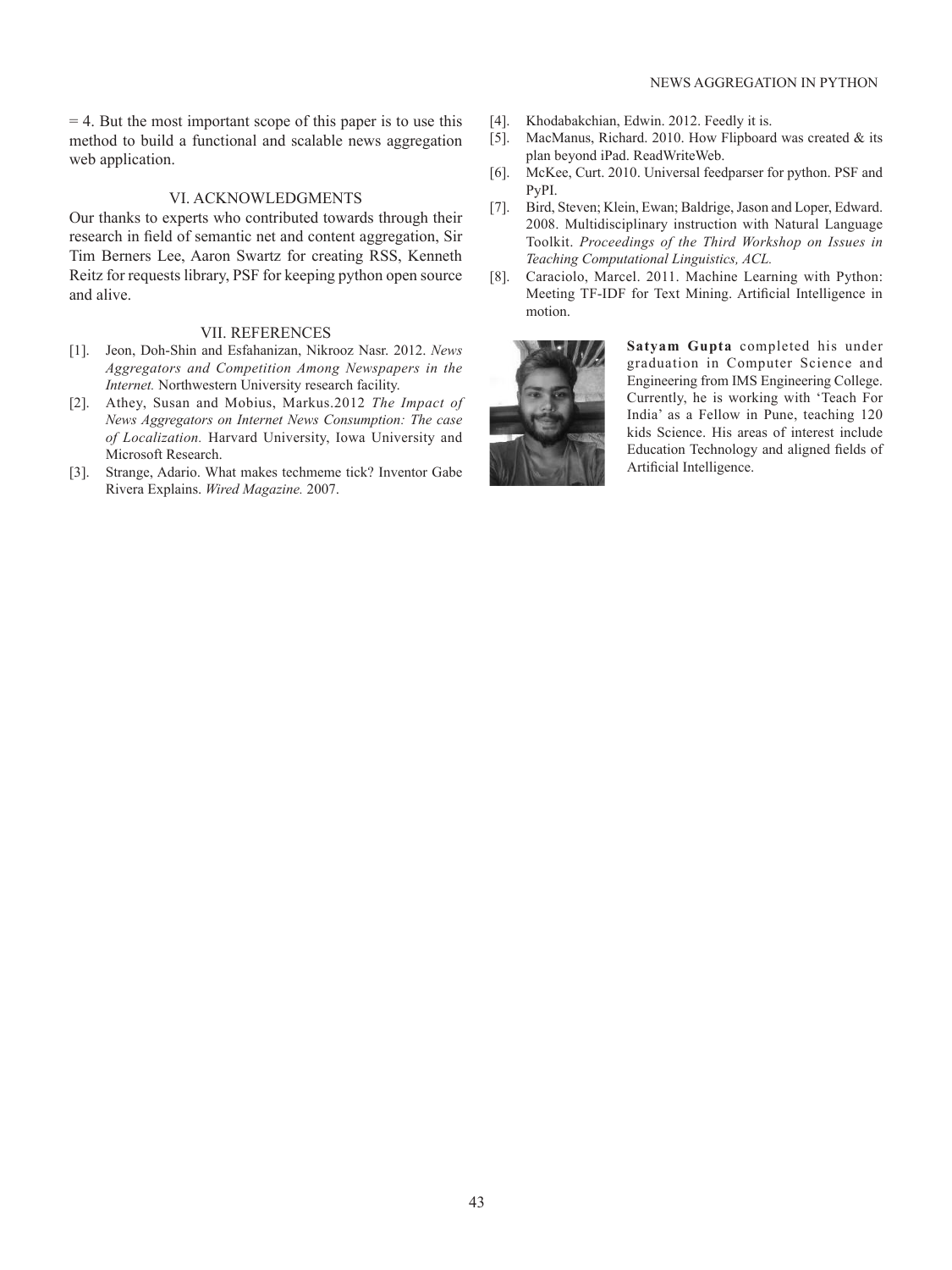= 4. But the most important scope of this paper is to use this method to build a functional and scalable news aggregation web application.

## VI. ACKNOWLEDGMENTS

Our thanks to experts who contributed towards through their research in field of semantic net and content aggregation, Sir Tim Berners Lee, Aaron Swartz for creating RSS, Kenneth Reitz for requests library, PSF for keeping python open source and alive.

## VII. REFERENCES

[1]. Jeon, Doh-Shin and Esfahanizan, Nikrooz Nasr. 2012. *News Aggregators and Competition Among Newspapers in the Internet.* Northwestern University research facility.

[2]. Athey, Susan and Mobius, Markus.2012 *The Impact of News Aggregators on Internet News Consumption: The case of Localization.* Harvard University, Iowa University and Microsoft Research.

[3]. Strange, Adario. What makes techmeme tick? Inventor Gabe Rivera Explains. *Wired Magazine.* 2007.

[4]. Khodabakchian, Edwin. 2012. Feedly it is.

[5]. MacManus, Richard. 2010. How Flipboard was created & its plan beyond iPad. ReadWriteWeb.

[6]. McKee, Curt. 2010. Universal feedparser for python. PSF and PyPI.

[7]. Bird, Steven; Klein, Ewan; Baldrige, Jason and Loper, Edward. 2008. Multidisciplinary instruction with Natural Language Toolkit. *Proceedings of the Third Workshop on Issues in Teaching Computational Linguistics, ACL.*

[8]. Caraciolo, Marcel. 2011. Machine Learning with Python: Meeting TF-IDF for Text Mining. Artificial Intelligence in motion.

**Satyam Gupta** completed his under graduation in Computer Science and Engineering from IMS Engineering College. Currently, he is working with 'Teach For India' as a Fellow in Pune, teaching 120 kids Science. His areas of interest include Education Technology and aligned fields of Artificial Intelligence.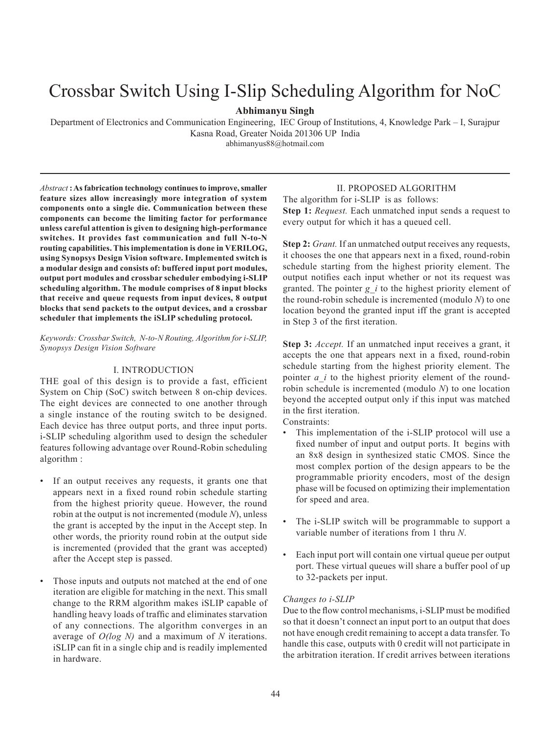# Crossbar Switch Using I-Slip Scheduling Algorithm for NoC

**Abhimanyu Singh**

Department of Electronics and Communication Engineering, IEC Group of Institutions, 4, Knowledge Park – I, Surajpur Kasna Road, Greater Noida 201306 UP India

abhimanyus88@hotmail.com

*Abstract* **: As fabrication technology continues to improve, smaller feature sizes allow increasingly more integration of system components onto a single die. Communication between these components can become the limiting factor for performance unless careful attention is given to designing high-performance switches. It provides fast communication and full N-to-N routing capabilities. This implementation is done in VERILOG, using Synopsys Design Vision software. Implemented switch is a modular design and consists of: buffered input port modules, output port modules and crossbar scheduler embodying i-SLIP scheduling algorithm. The module comprises of 8 input blocks that receive and queue requests from input devices, 8 output blocks that send packets to the output devices, and a crossbar scheduler that implements the iSLIP scheduling protocol.**

*Keywords: Crossbar Switch, N-to-N Routing, Algorithm for i-SLIP, Synopsys Design Vision Software*

## I. INTRODUCTION

THE goal of this design is to provide a fast, efficient System on Chip (SoC) switch between 8 on-chip devices. The eight devices are connected to one another through a single instance of the routing switch to be designed. Each device has three output ports, and three input ports. i-SLIP scheduling algorithm used to design the scheduler features following advantage over Round-Robin scheduling algorithm :

- If an output receives any requests, it grants one that appears next in a fixed round robin schedule starting from the highest priority queue. However, the round robin at the output is not incremented (module *N*), unless the grant is accepted by the input in the Accept step. In other words, the priority round robin at the output side is incremented (provided that the grant was accepted) after the Accept step is passed.

- Those inputs and outputs not matched at the end of one iteration are eligible for matching in the next. This small change to the RRM algorithm makes iSLIP capable of handling heavy loads of traffic and eliminates starvation of any connections. The algorithm converges in an average of $O(\log N)$ and a maximum of *N* iterations. iSLIP can fit in a single chip and is readily implemented in hardware.

## II. PROPOSED ALGORITHM

The algorithm for i-SLIP is as follows:

**Step 1:** *Request.* Each unmatched input sends a request to every output for which it has a queued cell.

**Step 2:** *Grant.* If an unmatched output receives any requests, it chooses the one that appears next in a fixed, round-robin schedule starting from the highest priority element. The output notifies each input whether or not its request was granted. The pointer $g_i$ to the highest priority element of the round-robin schedule is incremented (modulo *N*) to one location beyond the granted input iff the grant is accepted in Step 3 of the first iteration.

**Step 3:** *Accept.* If an unmatched input receives a grant, it accepts the one that appears next in a fixed, round-robin schedule starting from the highest priority element. The pointer $a_i$ to the highest priority element of the round-robin schedule is incremented (modulo *N*) to one location beyond the accepted output only if this input was matched in the first iteration.

Constraints:

- This implementation of the i-SLIP protocol will use a fixed number of input and output ports. It begins with an 8x8 design in synthesized static CMOS. Since the most complex portion of the design appears to be the programmable priority encoders, most of the design phase will be focused on optimizing their implementation for speed and area.

- The i-SLIP switch will be programmable to support a variable number of iterations from 1 thru *N*.

- Each input port will contain one virtual queue per output port. These virtual queues will share a buffer pool of up to 32-packets per input.

*Changes to i-SLIP*

Due to the flow control mechanisms, i-SLIP must be modified so that it doesn't connect an input port to an output that does not have enough credit remaining to accept a data transfer. To handle this case, outputs with 0 credit will not participate in the arbitration iteration. If credit arrives between iterations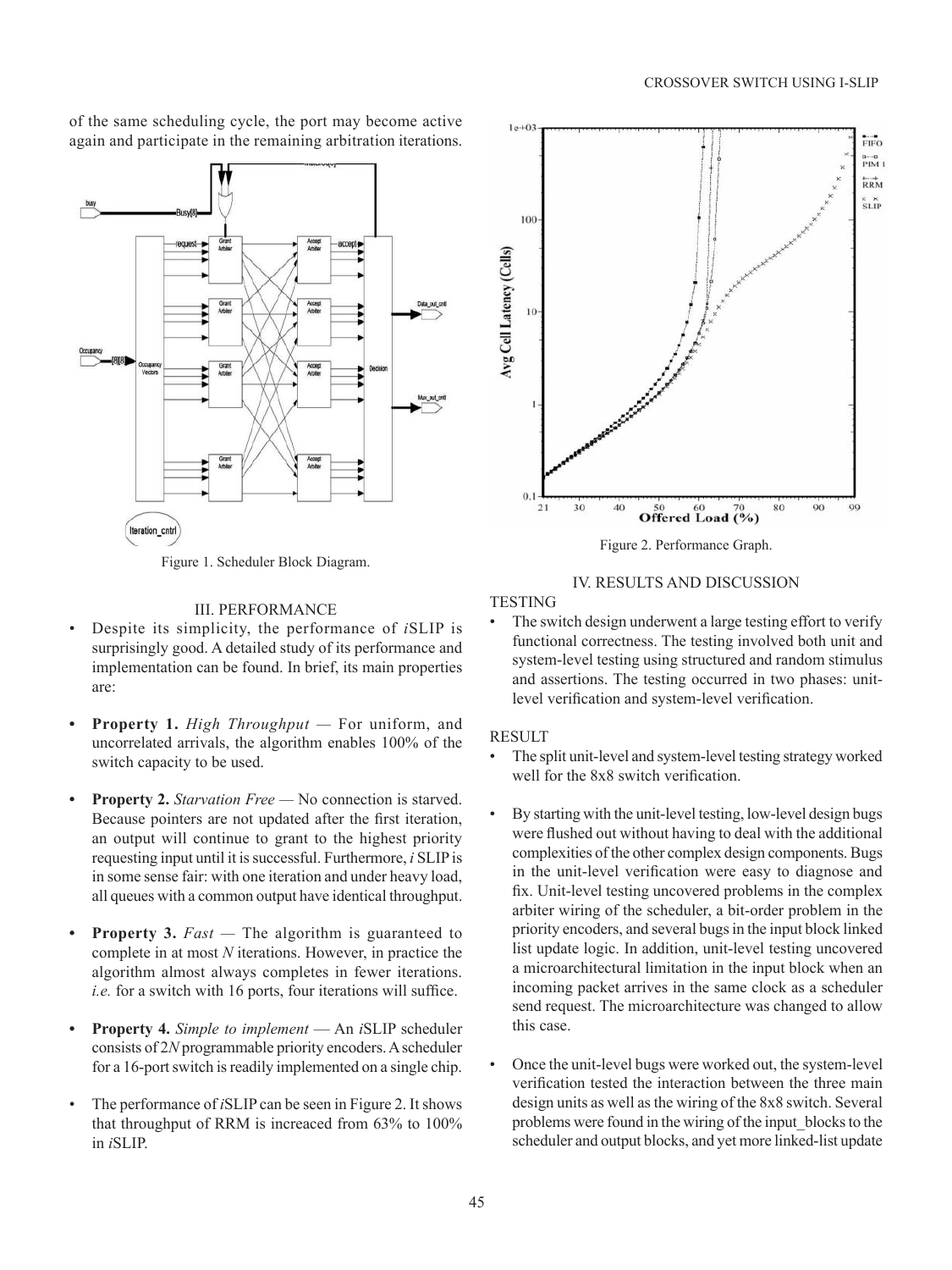of the same scheduling cycle, the port may become active again and participate in the remaining arbitration iterations.

busy
Busy[8]
request
Grant Arbiter
Accept Arbiter
accept
Data_out_cntl
Occupancy
[8][8]
Occupancy Vectors
Decision
Mux_out_cntl
Iteration_cntrl

Figure 1. Scheduler Block Diagram.

## III. PERFORMANCE

- Despite its simplicity, the performance of *i*SLIP is surprisingly good. A detailed study of its performance and implementation can be found. In brief, its main properties are:

- **Property 1.** *High Throughput* — For uniform, and uncorrelated arrivals, the algorithm enables 100% of the switch capacity to be used.

- **Property 2.** *Starvation Free* — No connection is starved. Because pointers are not updated after the first iteration, an output will continue to grant to the highest priority requesting input until it is successful. Furthermore, *i* SLIP is in some sense fair: with one iteration and under heavy load, all queues with a common output have identical throughput.

- **Property 3.** *Fast* — The algorithm is guaranteed to complete in at most *N* iterations. However, in practice the algorithm almost always completes in fewer iterations. *i.e.* for a switch with 16 ports, four iterations will suffice.

- **Property 4.** *Simple to implement* — An *i*SLIP scheduler consists of 2*N* programmable priority encoders. A scheduler for a 16-port switch is readily implemented on a single chip.

- The performance of *i*SLIP can be seen in Figure 2. It shows that throughput of RRM is increaced from 63% to 100% in *i*SLIP.

1e+03
100
10
1
0.1
Avg Cell Latency (Cells)
21 30 40 50 60 70 80 90 99
Offered Load (%)
FIFO
PIM 1
RRM
SLIP

Figure 2. Performance Graph.

## IV. RESULTS AND DISCUSSION

TESTING

- The switch design underwent a large testing effort to verify functional correctness. The testing involved both unit and system-level testing using structured and random stimulus and assertions. The testing occurred in two phases: unit-level verification and system-level verification.

RESULT

- The split unit-level and system-level testing strategy worked well for the 8x8 switch verification.

- By starting with the unit-level testing, low-level design bugs were flushed out without having to deal with the additional complexities of the other complex design components. Bugs in the unit-level verification were easy to diagnose and fix. Unit-level testing uncovered problems in the complex arbiter wiring of the scheduler, a bit-order problem in the priority encoders, and several bugs in the input block linked list update logic. In addition, unit-level testing uncovered a microarchitectural limitation in the input block when an incoming packet arrives in the same clock as a scheduler send request. The microarchitecture was changed to allow this case.

- Once the unit-level bugs were worked out, the system-level verification tested the interaction between the three main design units as well as the wiring of the 8x8 switch. Several problems were found in the wiring of the input_blocks to the scheduler and output blocks, and yet more linked-list update